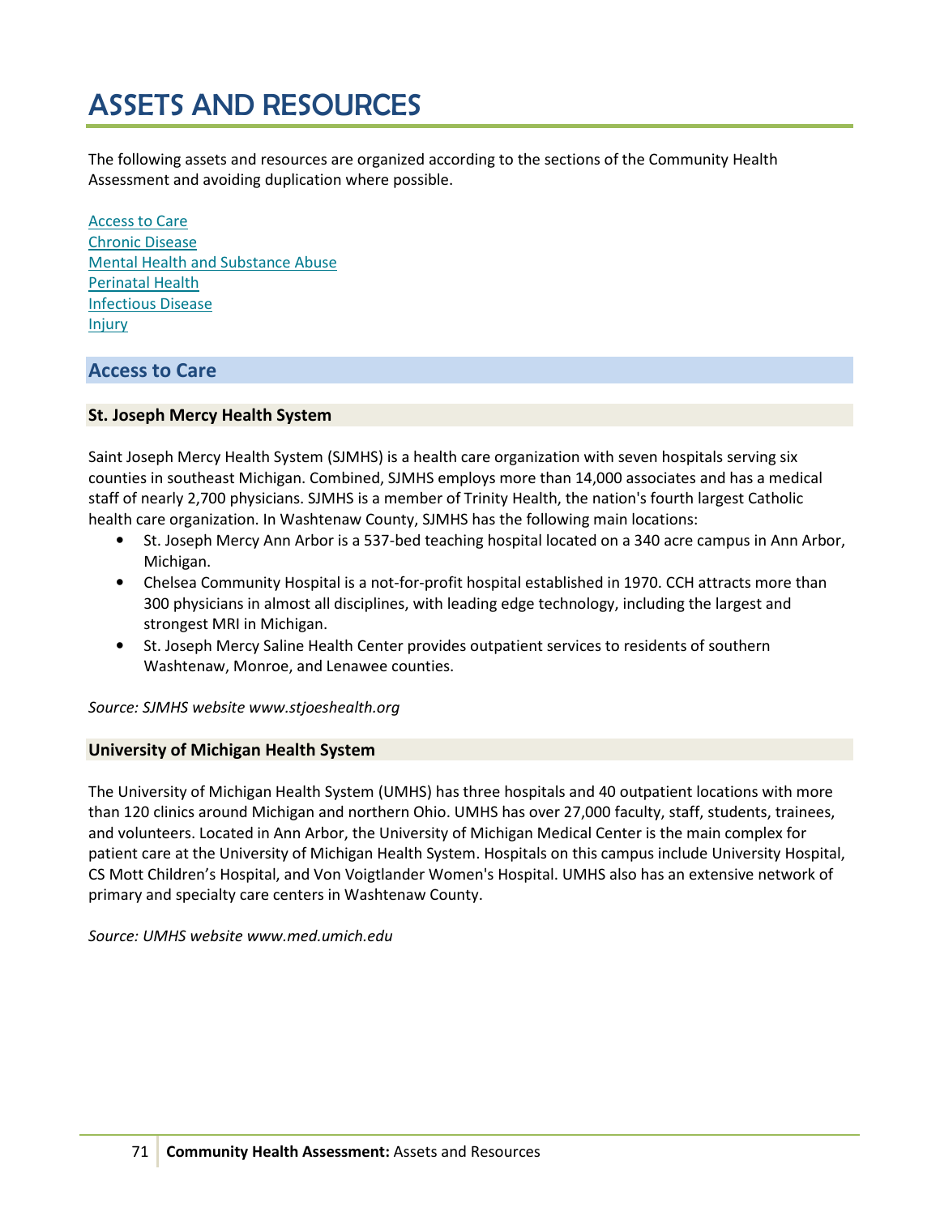# ASSETS AND RESOURCES

The following assets and resources are organized according to the sections of the Community Health Assessment and avoiding duplication where possible.

[Access to Care](#access-to-care)
[Chronic Disease](#chronic-disease)
[Mental Health and Substance Abuse](#mental-health-and-substance-abuse)
[Perinatal Health](#perinatal-health)
[Infectious Disease](#infectious-disease)
[Injury](#injury)

## Access to Care

### St. Joseph Mercy Health System

Saint Joseph Mercy Health System (SJMHS) is a health care organization with seven hospitals serving six counties in southeast Michigan. Combined, SJMHS employs more than 14,000 associates and has a medical staff of nearly 2,700 physicians. SJMHS is a member of Trinity Health, the nation's fourth largest Catholic health care organization. In Washtenaw County, SJMHS has the following main locations:

- St. Joseph Mercy Ann Arbor is a 537-bed teaching hospital located on a 340 acre campus in Ann Arbor, Michigan.
- Chelsea Community Hospital is a not-for-profit hospital established in 1970. CCH attracts more than 300 physicians in almost all disciplines, with leading edge technology, including the largest and strongest MRI in Michigan.
- St. Joseph Mercy Saline Health Center provides outpatient services to residents of southern Washtenaw, Monroe, and Lenawee counties.

*Source: SJMHS website www.stjoeshealth.org*

### University of Michigan Health System

The University of Michigan Health System (UMHS) has three hospitals and 40 outpatient locations with more than 120 clinics around Michigan and northern Ohio. UMHS has over 27,000 faculty, staff, students, trainees, and volunteers. Located in Ann Arbor, the University of Michigan Medical Center is the main complex for patient care at the University of Michigan Health System. Hospitals on this campus include University Hospital, CS Mott Children's Hospital, and Von Voigtlander Women's Hospital. UMHS also has an extensive network of primary and specialty care centers in Washtenaw County.

*Source: UMHS website www.med.umich.edu*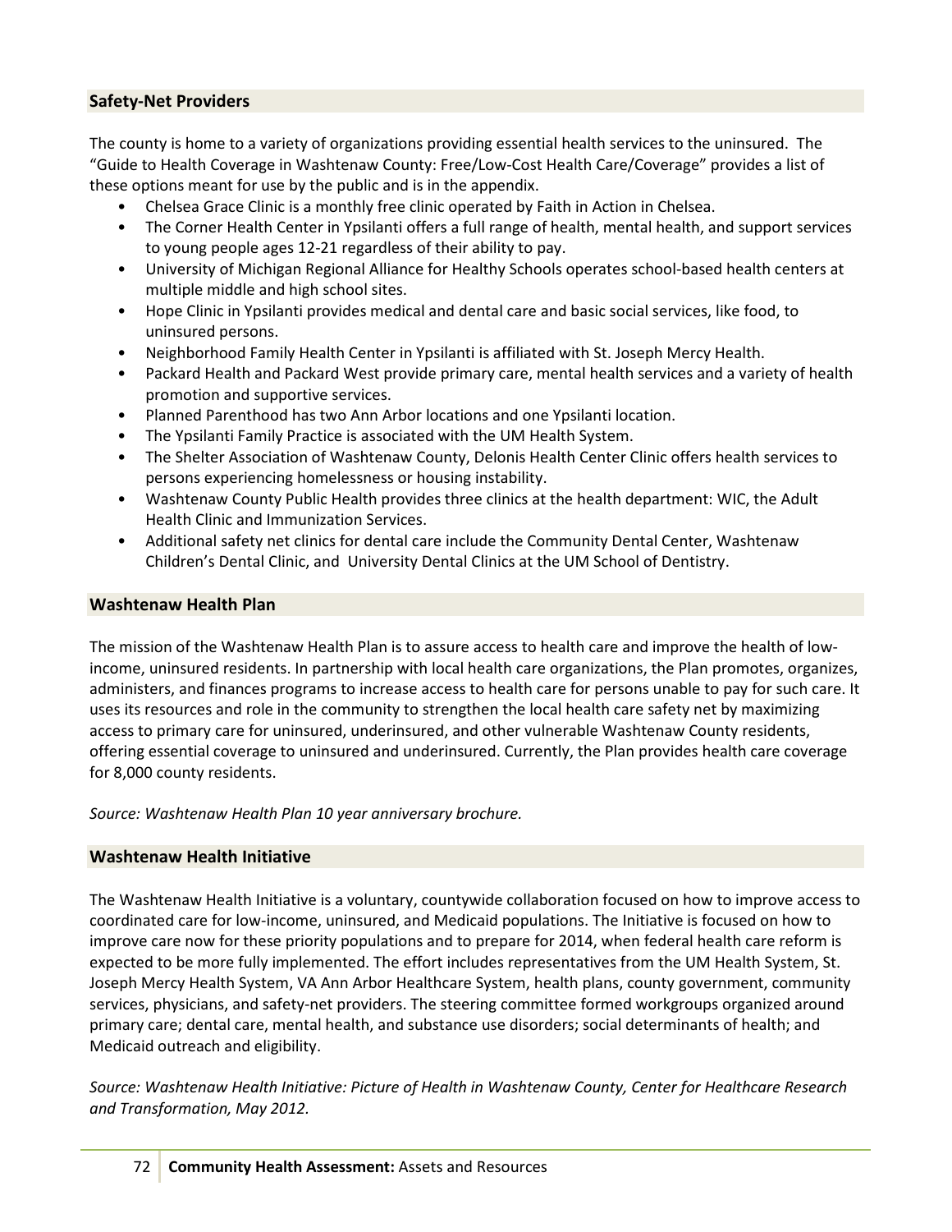## Safety-Net Providers

The county is home to a variety of organizations providing essential health services to the uninsured. The "Guide to Health Coverage in Washtenaw County: Free/Low-Cost Health Care/Coverage" provides a list of these options meant for use by the public and is in the appendix.

- Chelsea Grace Clinic is a monthly free clinic operated by Faith in Action in Chelsea.
- The Corner Health Center in Ypsilanti offers a full range of health, mental health, and support services to young people ages 12-21 regardless of their ability to pay.
- University of Michigan Regional Alliance for Healthy Schools operates school-based health centers at multiple middle and high school sites.
- Hope Clinic in Ypsilanti provides medical and dental care and basic social services, like food, to uninsured persons.
- Neighborhood Family Health Center in Ypsilanti is affiliated with St. Joseph Mercy Health.
- Packard Health and Packard West provide primary care, mental health services and a variety of health promotion and supportive services.
- Planned Parenthood has two Ann Arbor locations and one Ypsilanti location.
- The Ypsilanti Family Practice is associated with the UM Health System.
- The Shelter Association of Washtenaw County, Delonis Health Center Clinic offers health services to persons experiencing homelessness or housing instability.
- Washtenaw County Public Health provides three clinics at the health department: WIC, the Adult Health Clinic and Immunization Services.
- Additional safety net clinics for dental care include the Community Dental Center, Washtenaw Children's Dental Clinic, and University Dental Clinics at the UM School of Dentistry.

## Washtenaw Health Plan

The mission of the Washtenaw Health Plan is to assure access to health care and improve the health of low-income, uninsured residents. In partnership with local health care organizations, the Plan promotes, organizes, administers, and finances programs to increase access to health care for persons unable to pay for such care. It uses its resources and role in the community to strengthen the local health care safety net by maximizing access to primary care for uninsured, underinsured, and other vulnerable Washtenaw County residents, offering essential coverage to uninsured and underinsured. Currently, the Plan provides health care coverage for 8,000 county residents.

*Source: Washtenaw Health Plan 10 year anniversary brochure.*

## Washtenaw Health Initiative

The Washtenaw Health Initiative is a voluntary, countywide collaboration focused on how to improve access to coordinated care for low-income, uninsured, and Medicaid populations. The Initiative is focused on how to improve care now for these priority populations and to prepare for 2014, when federal health care reform is expected to be more fully implemented. The effort includes representatives from the UM Health System, St. Joseph Mercy Health System, VA Ann Arbor Healthcare System, health plans, county government, community services, physicians, and safety-net providers. The steering committee formed workgroups organized around primary care; dental care, mental health, and substance use disorders; social determinants of health; and Medicaid outreach and eligibility.

*Source: Washtenaw Health Initiative: Picture of Health in Washtenaw County, Center for Healthcare Research and Transformation, May 2012.*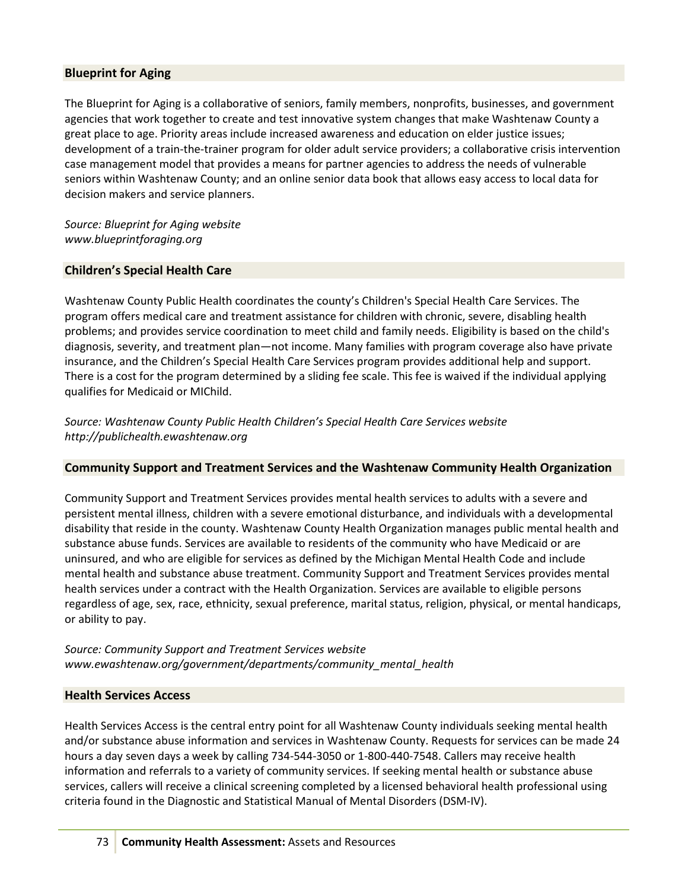### Blueprint for Aging

The Blueprint for Aging is a collaborative of seniors, family members, nonprofits, businesses, and government agencies that work together to create and test innovative system changes that make Washtenaw County a great place to age. Priority areas include increased awareness and education on elder justice issues; development of a train-the-trainer program for older adult service providers; a collaborative crisis intervention case management model that provides a means for partner agencies to address the needs of vulnerable seniors within Washtenaw County; and an online senior data book that allows easy access to local data for decision makers and service planners.

*Source: Blueprint for Aging website*
*www.blueprintforaging.org*

### Children's Special Health Care

Washtenaw County Public Health coordinates the county's Children's Special Health Care Services. The program offers medical care and treatment assistance for children with chronic, severe, disabling health problems; and provides service coordination to meet child and family needs. Eligibility is based on the child's diagnosis, severity, and treatment plan—not income. Many families with program coverage also have private insurance, and the Children's Special Health Care Services program provides additional help and support. There is a cost for the program determined by a sliding fee scale. This fee is waived if the individual applying qualifies for Medicaid or MIChild.

*Source: Washtenaw County Public Health Children's Special Health Care Services website*
*http://publichealth.ewashtenaw.org*

### Community Support and Treatment Services and the Washtenaw Community Health Organization

Community Support and Treatment Services provides mental health services to adults with a severe and persistent mental illness, children with a severe emotional disturbance, and individuals with a developmental disability that reside in the county. Washtenaw County Health Organization manages public mental health and substance abuse funds. Services are available to residents of the community who have Medicaid or are uninsured, and who are eligible for services as defined by the Michigan Mental Health Code and include mental health and substance abuse treatment. Community Support and Treatment Services provides mental health services under a contract with the Health Organization. Services are available to eligible persons regardless of age, sex, race, ethnicity, sexual preference, marital status, religion, physical, or mental handicaps, or ability to pay.

*Source: Community Support and Treatment Services website*
*www.ewashtenaw.org/government/departments/community_mental_health*

### Health Services Access

Health Services Access is the central entry point for all Washtenaw County individuals seeking mental health and/or substance abuse information and services in Washtenaw County. Requests for services can be made 24 hours a day seven days a week by calling 734-544-3050 or 1-800-440-7548. Callers may receive health information and referrals to a variety of community services. If seeking mental health or substance abuse services, callers will receive a clinical screening completed by a licensed behavioral health professional using criteria found in the Diagnostic and Statistical Manual of Mental Disorders (DSM-IV).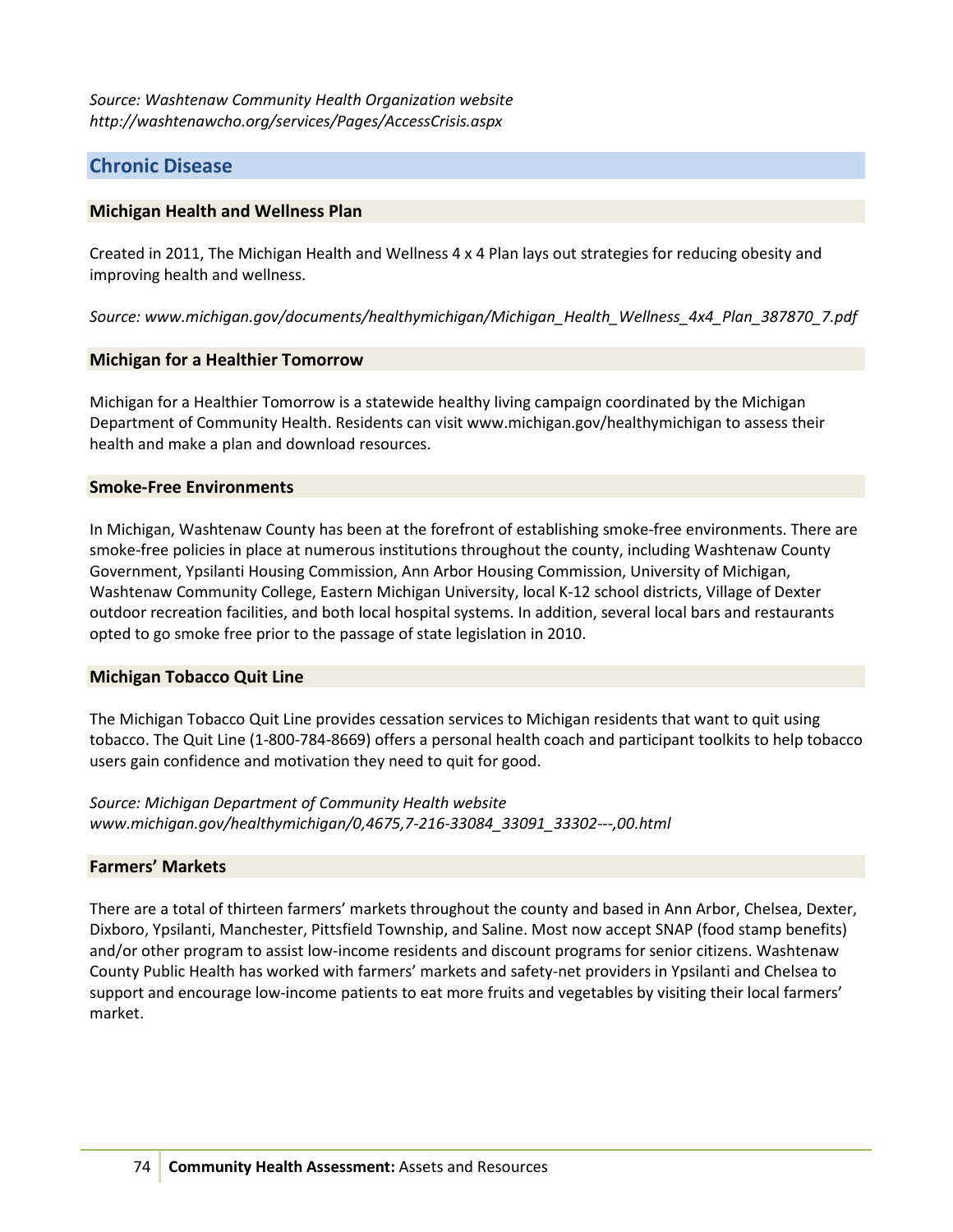*Source: Washtenaw Community Health Organization website*
*http://washtenawcho.org/services/Pages/AccessCrisis.aspx*

## Chronic Disease

### Michigan Health and Wellness Plan

Created in 2011, The Michigan Health and Wellness 4 x 4 Plan lays out strategies for reducing obesity and improving health and wellness.

*Source: www.michigan.gov/documents/healthymichigan/Michigan_Health_Wellness_4x4_Plan_387870_7.pdf*

### Michigan for a Healthier Tomorrow

Michigan for a Healthier Tomorrow is a statewide healthy living campaign coordinated by the Michigan Department of Community Health. Residents can visit www.michigan.gov/healthymichigan to assess their health and make a plan and download resources.

### Smoke-Free Environments

In Michigan, Washtenaw County has been at the forefront of establishing smoke-free environments. There are smoke-free policies in place at numerous institutions throughout the county, including Washtenaw County Government, Ypsilanti Housing Commission, Ann Arbor Housing Commission, University of Michigan, Washtenaw Community College, Eastern Michigan University, local K-12 school districts, Village of Dexter outdoor recreation facilities, and both local hospital systems. In addition, several local bars and restaurants opted to go smoke free prior to the passage of state legislation in 2010.

### Michigan Tobacco Quit Line

The Michigan Tobacco Quit Line provides cessation services to Michigan residents that want to quit using tobacco. The Quit Line (1-800-784-8669) offers a personal health coach and participant toolkits to help tobacco users gain confidence and motivation they need to quit for good.

*Source: Michigan Department of Community Health website*
*www.michigan.gov/healthymichigan/0,4675,7-216-33084_33091_33302---,00.html*

### Farmers' Markets

There are a total of thirteen farmers' markets throughout the county and based in Ann Arbor, Chelsea, Dexter, Dixboro, Ypsilanti, Manchester, Pittsfield Township, and Saline. Most now accept SNAP (food stamp benefits) and/or other program to assist low-income residents and discount programs for senior citizens. Washtenaw County Public Health has worked with farmers' markets and safety-net providers in Ypsilanti and Chelsea to support and encourage low-income patients to eat more fruits and vegetables by visiting their local farmers' market.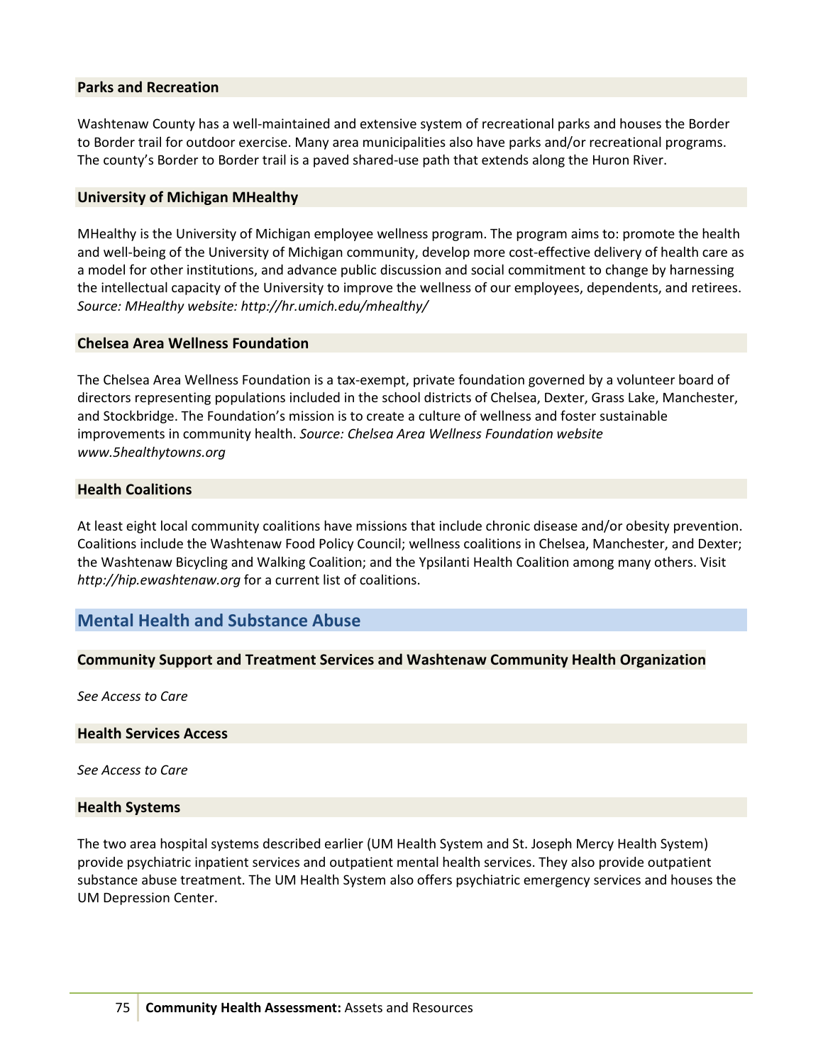### Parks and Recreation

Washtenaw County has a well-maintained and extensive system of recreational parks and houses the Border to Border trail for outdoor exercise. Many area municipalities also have parks and/or recreational programs. The county's Border to Border trail is a paved shared-use path that extends along the Huron River.

### University of Michigan MHealthy

MHealthy is the University of Michigan employee wellness program. The program aims to: promote the health and well-being of the University of Michigan community, develop more cost-effective delivery of health care as a model for other institutions, and advance public discussion and social commitment to change by harnessing the intellectual capacity of the University to improve the wellness of our employees, dependents, and retirees. *Source: MHealthy website: http://hr.umich.edu/mhealthy/*

### Chelsea Area Wellness Foundation

The Chelsea Area Wellness Foundation is a tax-exempt, private foundation governed by a volunteer board of directors representing populations included in the school districts of Chelsea, Dexter, Grass Lake, Manchester, and Stockbridge. The Foundation's mission is to create a culture of wellness and foster sustainable improvements in community health. *Source: Chelsea Area Wellness Foundation website www.5healthytowns.org*

### Health Coalitions

At least eight local community coalitions have missions that include chronic disease and/or obesity prevention. Coalitions include the Washtenaw Food Policy Council; wellness coalitions in Chelsea, Manchester, and Dexter; the Washtenaw Bicycling and Walking Coalition; and the Ypsilanti Health Coalition among many others. Visit *http://hip.ewashtenaw.org* for a current list of coalitions.

## Mental Health and Substance Abuse

### Community Support and Treatment Services and Washtenaw Community Health Organization

*See Access to Care*

### Health Services Access

*See Access to Care*

### Health Systems

The two area hospital systems described earlier (UM Health System and St. Joseph Mercy Health System) provide psychiatric inpatient services and outpatient mental health services. They also provide outpatient substance abuse treatment. The UM Health System also offers psychiatric emergency services and houses the UM Depression Center.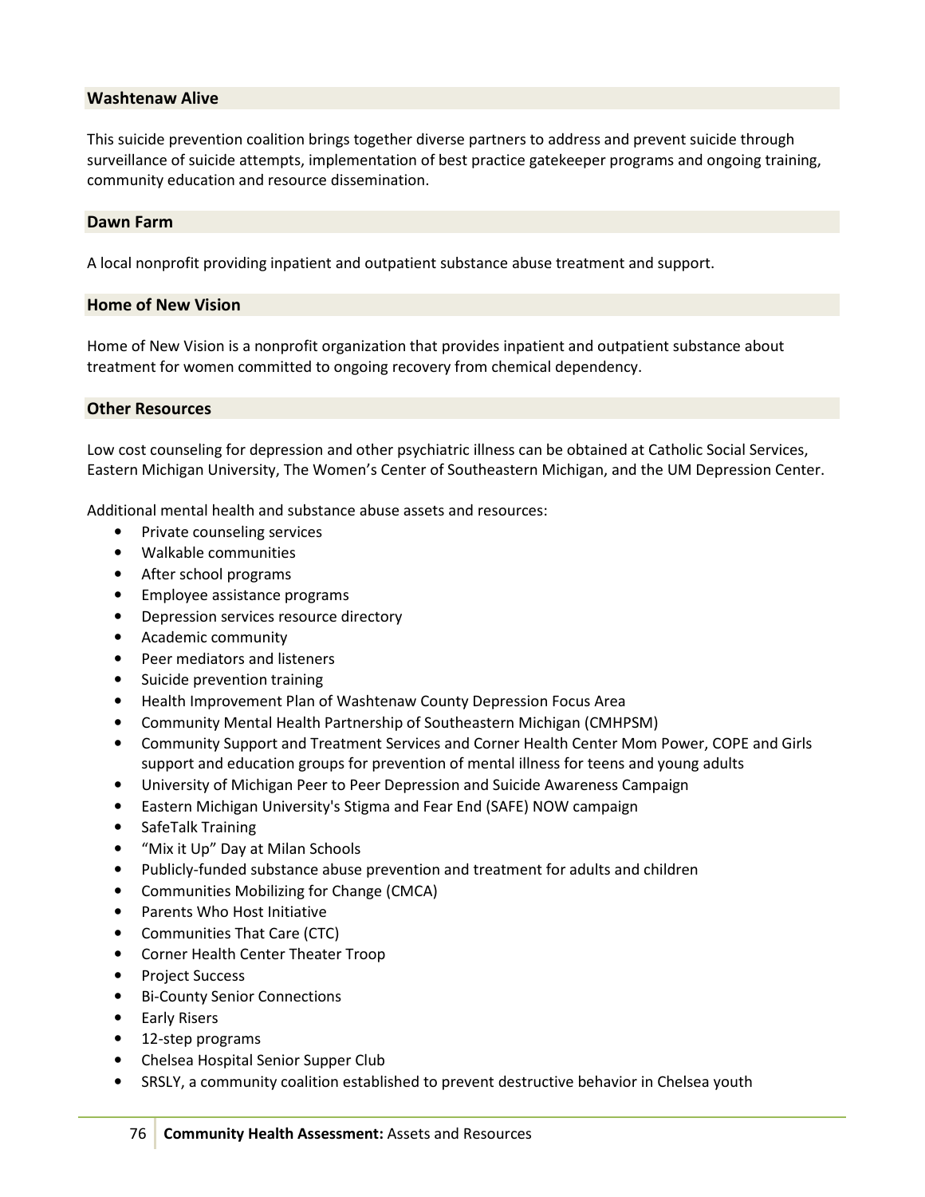### Washtenaw Alive

This suicide prevention coalition brings together diverse partners to address and prevent suicide through surveillance of suicide attempts, implementation of best practice gatekeeper programs and ongoing training, community education and resource dissemination.

### Dawn Farm

A local nonprofit providing inpatient and outpatient substance abuse treatment and support.

### Home of New Vision

Home of New Vision is a nonprofit organization that provides inpatient and outpatient substance about treatment for women committed to ongoing recovery from chemical dependency.

### Other Resources

Low cost counseling for depression and other psychiatric illness can be obtained at Catholic Social Services, Eastern Michigan University, The Women's Center of Southeastern Michigan, and the UM Depression Center.

Additional mental health and substance abuse assets and resources:

- Private counseling services
- Walkable communities
- After school programs
- Employee assistance programs
- Depression services resource directory
- Academic community
- Peer mediators and listeners
- Suicide prevention training
- Health Improvement Plan of Washtenaw County Depression Focus Area
- Community Mental Health Partnership of Southeastern Michigan (CMHPSM)
- Community Support and Treatment Services and Corner Health Center Mom Power, COPE and Girls support and education groups for prevention of mental illness for teens and young adults
- University of Michigan Peer to Peer Depression and Suicide Awareness Campaign
- Eastern Michigan University's Stigma and Fear End (SAFE) NOW campaign
- SafeTalk Training
- "Mix it Up" Day at Milan Schools
- Publicly-funded substance abuse prevention and treatment for adults and children
- Communities Mobilizing for Change (CMCA)
- Parents Who Host Initiative
- Communities That Care (CTC)
- Corner Health Center Theater Troop
- Project Success
- Bi-County Senior Connections
- Early Risers
- 12-step programs
- Chelsea Hospital Senior Supper Club
- SRSLY, a community coalition established to prevent destructive behavior in Chelsea youth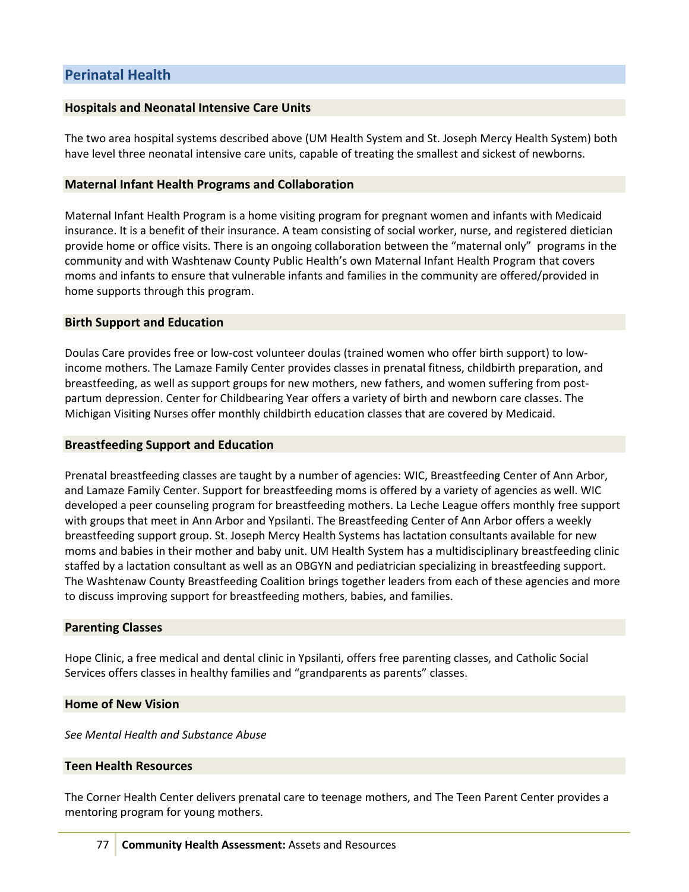## Perinatal Health

### Hospitals and Neonatal Intensive Care Units

The two area hospital systems described above (UM Health System and St. Joseph Mercy Health System) both have level three neonatal intensive care units, capable of treating the smallest and sickest of newborns.

### Maternal Infant Health Programs and Collaboration

Maternal Infant Health Program is a home visiting program for pregnant women and infants with Medicaid insurance. It is a benefit of their insurance. A team consisting of social worker, nurse, and registered dietician provide home or office visits. There is an ongoing collaboration between the "maternal only" programs in the community and with Washtenaw County Public Health's own Maternal Infant Health Program that covers moms and infants to ensure that vulnerable infants and families in the community are offered/provided in home supports through this program.

### Birth Support and Education

Doulas Care provides free or low-cost volunteer doulas (trained women who offer birth support) to low-income mothers. The Lamaze Family Center provides classes in prenatal fitness, childbirth preparation, and breastfeeding, as well as support groups for new mothers, new fathers, and women suffering from post-partum depression. Center for Childbearing Year offers a variety of birth and newborn care classes. The Michigan Visiting Nurses offer monthly childbirth education classes that are covered by Medicaid.

### Breastfeeding Support and Education

Prenatal breastfeeding classes are taught by a number of agencies: WIC, Breastfeeding Center of Ann Arbor, and Lamaze Family Center. Support for breastfeeding moms is offered by a variety of agencies as well. WIC developed a peer counseling program for breastfeeding mothers. La Leche League offers monthly free support with groups that meet in Ann Arbor and Ypsilanti. The Breastfeeding Center of Ann Arbor offers a weekly breastfeeding support group. St. Joseph Mercy Health Systems has lactation consultants available for new moms and babies in their mother and baby unit. UM Health System has a multidisciplinary breastfeeding clinic staffed by a lactation consultant as well as an OBGYN and pediatrician specializing in breastfeeding support. The Washtenaw County Breastfeeding Coalition brings together leaders from each of these agencies and more to discuss improving support for breastfeeding mothers, babies, and families.

### Parenting Classes

Hope Clinic, a free medical and dental clinic in Ypsilanti, offers free parenting classes, and Catholic Social Services offers classes in healthy families and "grandparents as parents" classes.

### Home of New Vision

*See Mental Health and Substance Abuse*

### Teen Health Resources

The Corner Health Center delivers prenatal care to teenage mothers, and The Teen Parent Center provides a mentoring program for young mothers.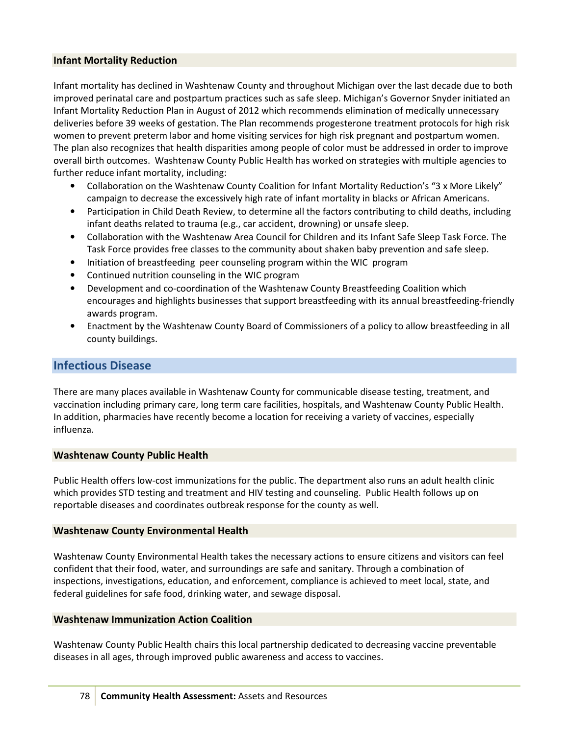### Infant Mortality Reduction

Infant mortality has declined in Washtenaw County and throughout Michigan over the last decade due to both improved perinatal care and postpartum practices such as safe sleep. Michigan's Governor Snyder initiated an Infant Mortality Reduction Plan in August of 2012 which recommends elimination of medically unnecessary deliveries before 39 weeks of gestation. The Plan recommends progesterone treatment protocols for high risk women to prevent preterm labor and home visiting services for high risk pregnant and postpartum women. The plan also recognizes that health disparities among people of color must be addressed in order to improve overall birth outcomes. Washtenaw County Public Health has worked on strategies with multiple agencies to further reduce infant mortality, including:

- Collaboration on the Washtenaw County Coalition for Infant Mortality Reduction's "3 x More Likely" campaign to decrease the excessively high rate of infant mortality in blacks or African Americans.
- Participation in Child Death Review, to determine all the factors contributing to child deaths, including infant deaths related to trauma (e.g., car accident, drowning) or unsafe sleep.
- Collaboration with the Washtenaw Area Council for Children and its Infant Safe Sleep Task Force. The Task Force provides free classes to the community about shaken baby prevention and safe sleep.
- Initiation of breastfeeding peer counseling program within the WIC program
- Continued nutrition counseling in the WIC program
- Development and co-coordination of the Washtenaw County Breastfeeding Coalition which encourages and highlights businesses that support breastfeeding with its annual breastfeeding-friendly awards program.
- Enactment by the Washtenaw County Board of Commissioners of a policy to allow breastfeeding in all county buildings.

## Infectious Disease

There are many places available in Washtenaw County for communicable disease testing, treatment, and vaccination including primary care, long term care facilities, hospitals, and Washtenaw County Public Health. In addition, pharmacies have recently become a location for receiving a variety of vaccines, especially influenza.

### Washtenaw County Public Health

Public Health offers low-cost immunizations for the public. The department also runs an adult health clinic which provides STD testing and treatment and HIV testing and counseling. Public Health follows up on reportable diseases and coordinates outbreak response for the county as well.

### Washtenaw County Environmental Health

Washtenaw County Environmental Health takes the necessary actions to ensure citizens and visitors can feel confident that their food, water, and surroundings are safe and sanitary. Through a combination of inspections, investigations, education, and enforcement, compliance is achieved to meet local, state, and federal guidelines for safe food, drinking water, and sewage disposal.

### Washtenaw Immunization Action Coalition

Washtenaw County Public Health chairs this local partnership dedicated to decreasing vaccine preventable diseases in all ages, through improved public awareness and access to vaccines.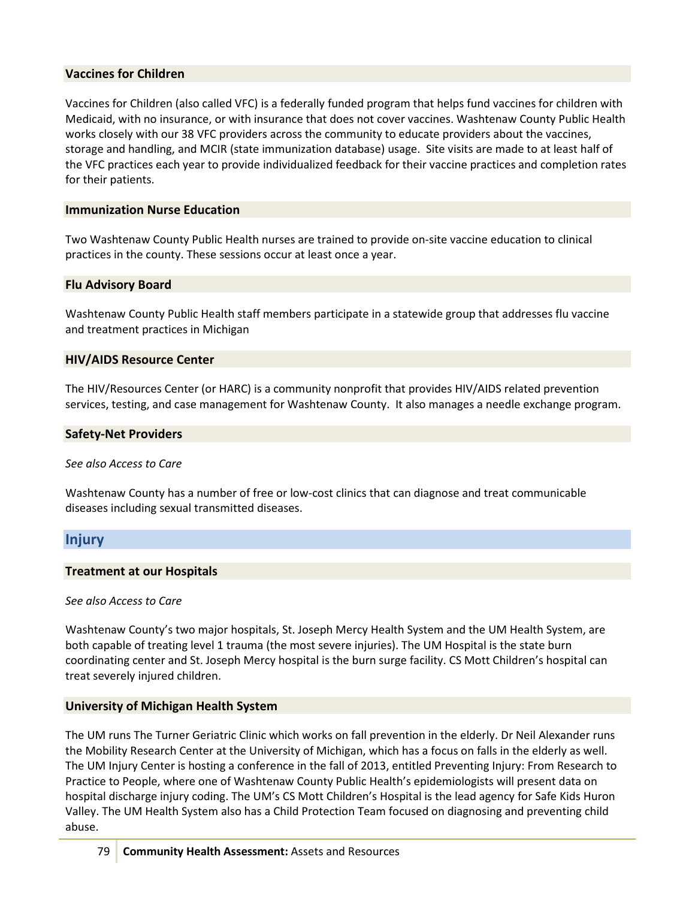### Vaccines for Children

Vaccines for Children (also called VFC) is a federally funded program that helps fund vaccines for children with Medicaid, with no insurance, or with insurance that does not cover vaccines. Washtenaw County Public Health works closely with our 38 VFC providers across the community to educate providers about the vaccines, storage and handling, and MCIR (state immunization database) usage. Site visits are made to at least half of the VFC practices each year to provide individualized feedback for their vaccine practices and completion rates for their patients.

### Immunization Nurse Education

Two Washtenaw County Public Health nurses are trained to provide on-site vaccine education to clinical practices in the county. These sessions occur at least once a year.

### Flu Advisory Board

Washtenaw County Public Health staff members participate in a statewide group that addresses flu vaccine and treatment practices in Michigan

### HIV/AIDS Resource Center

The HIV/Resources Center (or HARC) is a community nonprofit that provides HIV/AIDS related prevention services, testing, and case management for Washtenaw County. It also manages a needle exchange program.

### Safety-Net Providers

*See also Access to Care*

Washtenaw County has a number of free or low-cost clinics that can diagnose and treat communicable diseases including sexual transmitted diseases.

## Injury

### Treatment at our Hospitals

*See also Access to Care*

Washtenaw County's two major hospitals, St. Joseph Mercy Health System and the UM Health System, are both capable of treating level 1 trauma (the most severe injuries). The UM Hospital is the state burn coordinating center and St. Joseph Mercy hospital is the burn surge facility. CS Mott Children's hospital can treat severely injured children.

### University of Michigan Health System

The UM runs The Turner Geriatric Clinic which works on fall prevention in the elderly. Dr Neil Alexander runs the Mobility Research Center at the University of Michigan, which has a focus on falls in the elderly as well. The UM Injury Center is hosting a conference in the fall of 2013, entitled Preventing Injury: From Research to Practice to People, where one of Washtenaw County Public Health's epidemiologists will present data on hospital discharge injury coding. The UM's CS Mott Children's Hospital is the lead agency for Safe Kids Huron Valley. The UM Health System also has a Child Protection Team focused on diagnosing and preventing child abuse.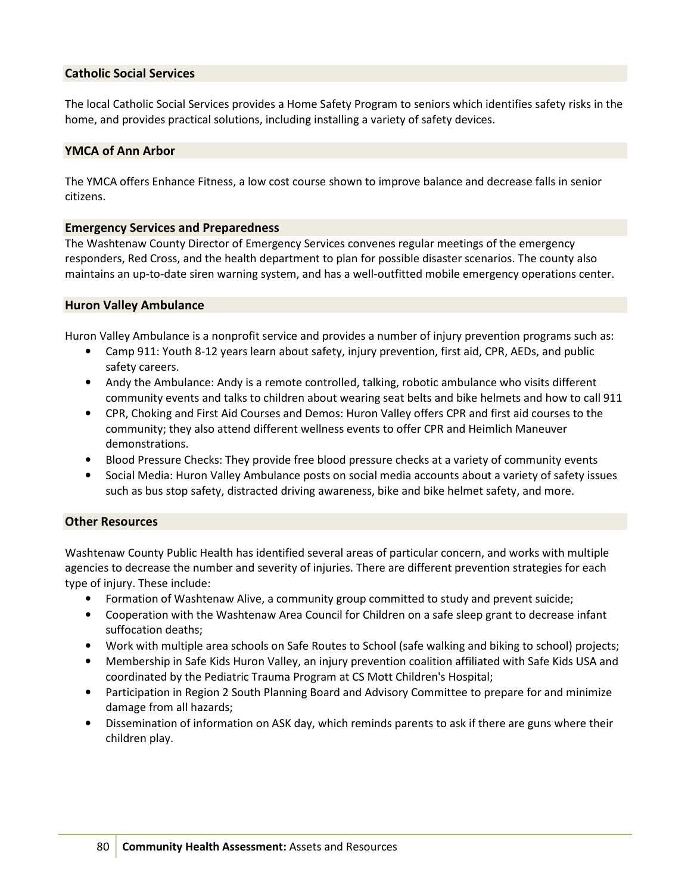### Catholic Social Services

The local Catholic Social Services provides a Home Safety Program to seniors which identifies safety risks in the home, and provides practical solutions, including installing a variety of safety devices.

### YMCA of Ann Arbor

The YMCA offers Enhance Fitness, a low cost course shown to improve balance and decrease falls in senior citizens.

### Emergency Services and Preparedness

The Washtenaw County Director of Emergency Services convenes regular meetings of the emergency responders, Red Cross, and the health department to plan for possible disaster scenarios. The county also maintains an up-to-date siren warning system, and has a well-outfitted mobile emergency operations center.

### Huron Valley Ambulance

Huron Valley Ambulance is a nonprofit service and provides a number of injury prevention programs such as:

- Camp 911: Youth 8-12 years learn about safety, injury prevention, first aid, CPR, AEDs, and public safety careers.
- Andy the Ambulance: Andy is a remote controlled, talking, robotic ambulance who visits different community events and talks to children about wearing seat belts and bike helmets and how to call 911
- CPR, Choking and First Aid Courses and Demos: Huron Valley offers CPR and first aid courses to the community; they also attend different wellness events to offer CPR and Heimlich Maneuver demonstrations.
- Blood Pressure Checks: They provide free blood pressure checks at a variety of community events
- Social Media: Huron Valley Ambulance posts on social media accounts about a variety of safety issues such as bus stop safety, distracted driving awareness, bike and bike helmet safety, and more.

### Other Resources

Washtenaw County Public Health has identified several areas of particular concern, and works with multiple agencies to decrease the number and severity of injuries. There are different prevention strategies for each type of injury. These include:

- Formation of Washtenaw Alive, a community group committed to study and prevent suicide;
- Cooperation with the Washtenaw Area Council for Children on a safe sleep grant to decrease infant suffocation deaths;
- Work with multiple area schools on Safe Routes to School (safe walking and biking to school) projects;
- Membership in Safe Kids Huron Valley, an injury prevention coalition affiliated with Safe Kids USA and coordinated by the Pediatric Trauma Program at CS Mott Children's Hospital;
- Participation in Region 2 South Planning Board and Advisory Committee to prepare for and minimize damage from all hazards;
- Dissemination of information on ASK day, which reminds parents to ask if there are guns where their children play.